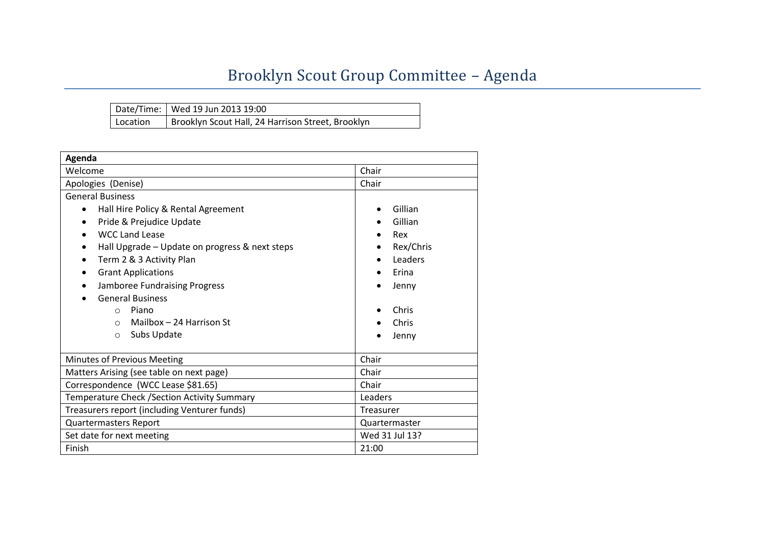# Brooklyn Scout Group Committee – Agenda

| Date/Time: | Wed 19 Jun 2013 19:00 |
|---|---|
| Location | Brooklyn Scout Hall, 24 Harrison Street, Brooklyn |

| Agenda | |
|---|---|
| Welcome | Chair |
| Apologies (Denise) | Chair |
| General Business | |
| • Hall Hire Policy & Rental Agreement | • Gillian |
| • Pride & Prejudice Update | • Gillian |
| • WCC Land Lease | • Rex |
| • Hall Upgrade – Update on progress & next steps | • Rex/Chris |
| • Term 2 & 3 Activity Plan | • Leaders |
| • Grant Applications | • Erina |
| • Jamboree Fundraising Progress | • Jenny |
| • General Business | |
| ○ Piano | • Chris |
| ○ Mailbox – 24 Harrison St | • Chris |
| ○ Subs Update | • Jenny |
| Minutes of Previous Meeting | Chair |
| Matters Arising (see table on next page) | Chair |
| Correspondence (WCC Lease $81.65) | Chair |
| Temperature Check /Section Activity Summary | Leaders |
| Treasurers report (including Venturer funds) | Treasurer |
| Quartermasters Report | Quartermaster |
| Set date for next meeting | Wed 31 Jul 13? |
| Finish | 21:00 |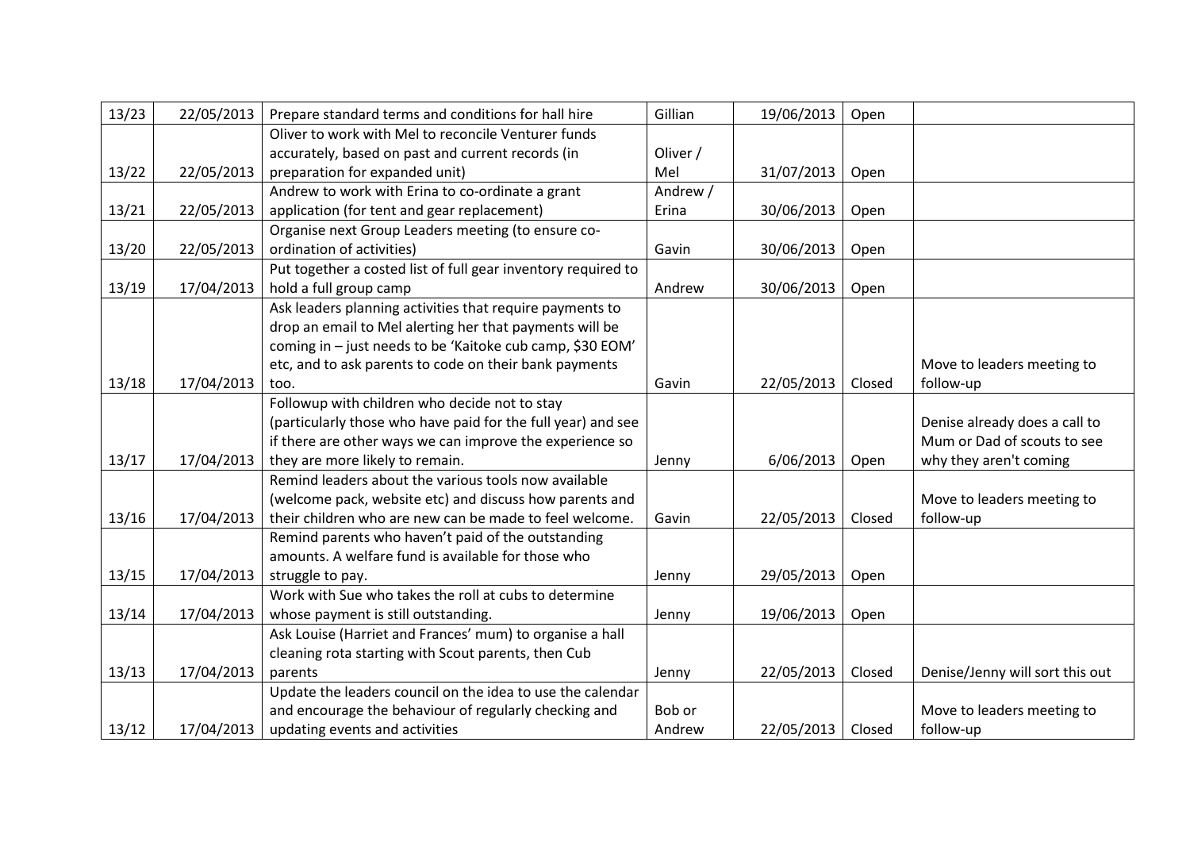| 13/23 | 22/05/2013 | Prepare standard terms and conditions for hall hire | Gillian | 19/06/2013 | Open | |
|---|---|---|---|---|---|---|
| 13/22 | 22/05/2013 | Oliver to work with Mel to reconcile Venturer funds accurately, based on past and current records (in preparation for expanded unit) | Oliver / Mel | 31/07/2013 | Open | |
| 13/21 | 22/05/2013 | Andrew to work with Erina to co-ordinate a grant application (for tent and gear replacement) | Andrew / Erina | 30/06/2013 | Open | |
| 13/20 | 22/05/2013 | Organise next Group Leaders meeting (to ensure co-ordination of activities) | Gavin | 30/06/2013 | Open | |
| 13/19 | 17/04/2013 | Put together a costed list of full gear inventory required to hold a full group camp | Andrew | 30/06/2013 | Open | |
| 13/18 | 17/04/2013 | Ask leaders planning activities that require payments to drop an email to Mel alerting her that payments will be coming in – just needs to be 'Kaitoke cub camp, $30 EOM' etc, and to ask parents to code on their bank payments too. | Gavin | 22/05/2013 | Closed | Move to leaders meeting to follow-up |
| 13/17 | 17/04/2013 | Followup with children who decide not to stay (particularly those who have paid for the full year) and see if there are other ways we can improve the experience so they are more likely to remain. | Jenny | 6/06/2013 | Open | Denise already does a call to Mum or Dad of scouts to see why they aren't coming |
| 13/16 | 17/04/2013 | Remind leaders about the various tools now available (welcome pack, website etc) and discuss how parents and their children who are new can be made to feel welcome. | Gavin | 22/05/2013 | Closed | Move to leaders meeting to follow-up |
| 13/15 | 17/04/2013 | Remind parents who haven't paid of the outstanding amounts. A welfare fund is available for those who struggle to pay. | Jenny | 29/05/2013 | Open | |
| 13/14 | 17/04/2013 | Work with Sue who takes the roll at cubs to determine whose payment is still outstanding. | Jenny | 19/06/2013 | Open | |
| 13/13 | 17/04/2013 | Ask Louise (Harriet and Frances' mum) to organise a hall cleaning rota starting with Scout parents, then Cub parents | Jenny | 22/05/2013 | Closed | Denise/Jenny will sort this out |
| 13/12 | 17/04/2013 | Update the leaders council on the idea to use the calendar and encourage the behaviour of regularly checking and updating events and activities | Bob or Andrew | 22/05/2013 | Closed | Move to leaders meeting to follow-up |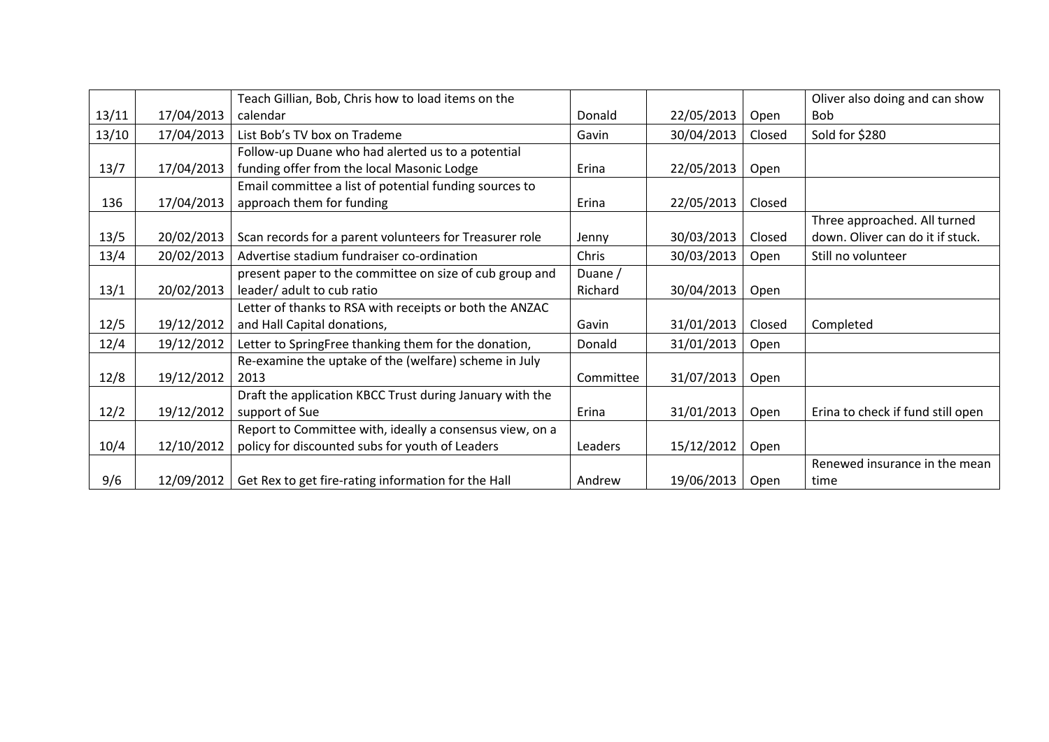| | | | | | | |
|---|---|---|---|---|---|---|
| 13/11 | 17/04/2013 | Teach Gillian, Bob, Chris how to load items on the calendar | Donald | 22/05/2013 | Open | Oliver also doing and can show Bob |
| 13/10 | 17/04/2013 | List Bob's TV box on Trademe | Gavin | 30/04/2013 | Closed | Sold for $280 |
| 13/7 | 17/04/2013 | Follow-up Duane who had alerted us to a potential funding offer from the local Masonic Lodge | Erina | 22/05/2013 | Open | |
| 136 | 17/04/2013 | Email committee a list of potential funding sources to approach them for funding | Erina | 22/05/2013 | Closed | |
| 13/5 | 20/02/2013 | Scan records for a parent volunteers for Treasurer role | Jenny | 30/03/2013 | Closed | Three approached. All turned down. Oliver can do it if stuck. |
| 13/4 | 20/02/2013 | Advertise stadium fundraiser co-ordination | Chris | 30/03/2013 | Open | Still no volunteer |
| 13/1 | 20/02/2013 | present paper to the committee on size of cub group and leader/ adult to cub ratio | Duane / Richard | 30/04/2013 | Open | |
| 12/5 | 19/12/2012 | Letter of thanks to RSA with receipts or both the ANZAC and Hall Capital donations, | Gavin | 31/01/2013 | Closed | Completed |
| 12/4 | 19/12/2012 | Letter to SpringFree thanking them for the donation, | Donald | 31/01/2013 | Open | |
| 12/8 | 19/12/2012 | Re-examine the uptake of the (welfare) scheme in July 2013 | Committee | 31/07/2013 | Open | |
| 12/2 | 19/12/2012 | Draft the application KBCC Trust during January with the support of Sue | Erina | 31/01/2013 | Open | Erina to check if fund still open |
| 10/4 | 12/10/2012 | Report to Committee with, ideally a consensus view, on a policy for discounted subs for youth of Leaders | Leaders | 15/12/2012 | Open | |
| 9/6 | 12/09/2012 | Get Rex to get fire-rating information for the Hall | Andrew | 19/06/2013 | Open | Renewed insurance in the mean time |